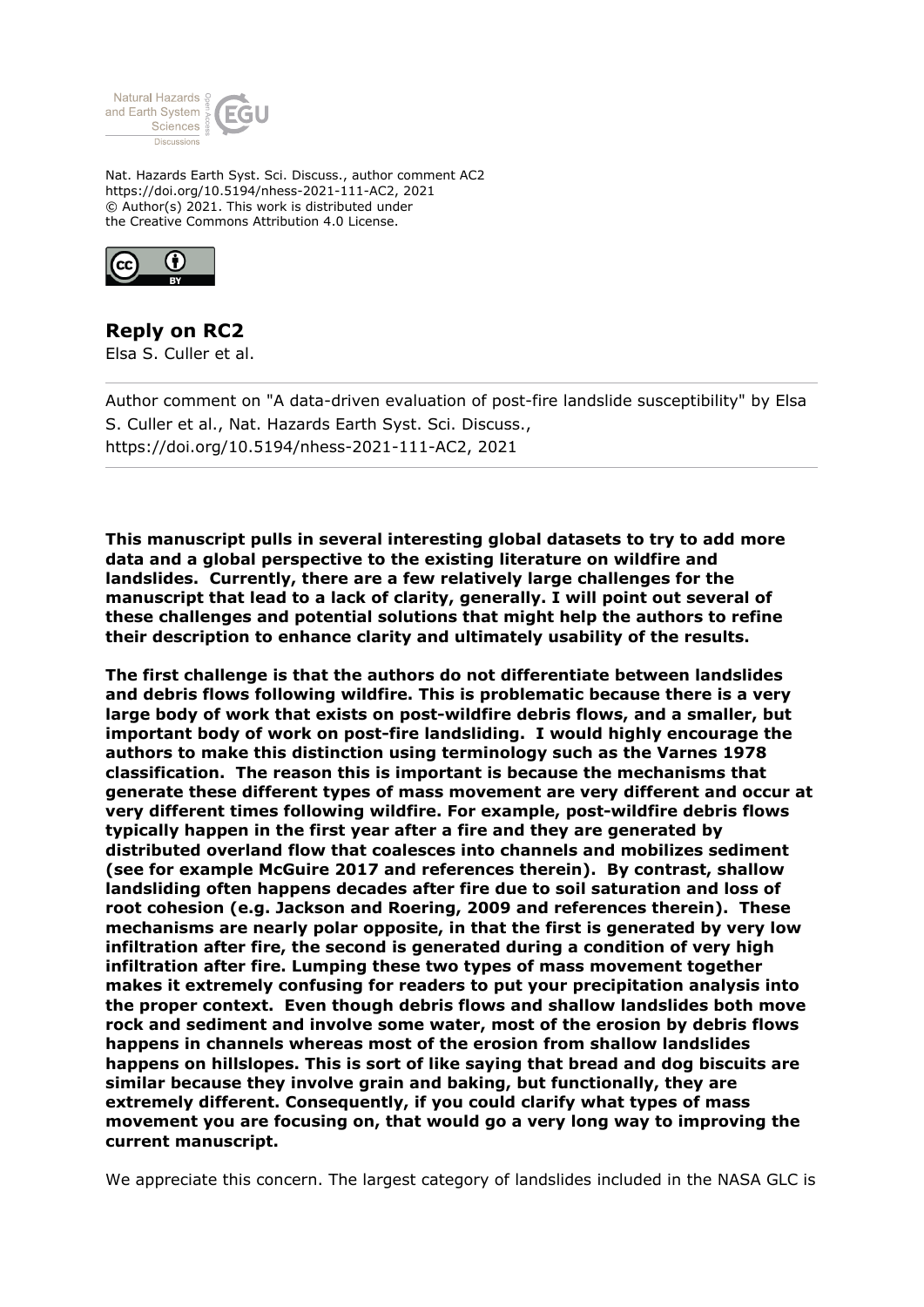Nat. Hazards Earth Syst. Sci. Discuss., author comment AC2
https://doi.org/10.5194/nhess-2021-111-AC2, 2021
© Author(s) 2021. This work is distributed under
the Creative Commons Attribution 4.0 License.

## Reply on RC2

Elsa S. Culler et al.

---

Author comment on "A data-driven evaluation of post-fire landslide susceptibility" by Elsa S. Culler et al., Nat. Hazards Earth Syst. Sci. Discuss., https://doi.org/10.5194/nhess-2021-111-AC2, 2021

---

**This manuscript pulls in several interesting global datasets to try to add more data and a global perspective to the existing literature on wildfire and landslides. Currently, there are a few relatively large challenges for the manuscript that lead to a lack of clarity, generally. I will point out several of these challenges and potential solutions that might help the authors to refine their description to enhance clarity and ultimately usability of the results.**

**The first challenge is that the authors do not differentiate between landslides and debris flows following wildfire. This is problematic because there is a very large body of work that exists on post-wildfire debris flows, and a smaller, but important body of work on post-fire landsliding. I would highly encourage the authors to make this distinction using terminology such as the Varnes 1978 classification. The reason this is important is because the mechanisms that generate these different types of mass movement are very different and occur at very different times following wildfire. For example, post-wildfire debris flows typically happen in the first year after a fire and they are generated by distributed overland flow that coalesces into channels and mobilizes sediment (see for example McGuire 2017 and references therein). By contrast, shallow landsliding often happens decades after fire due to soil saturation and loss of root cohesion (e.g. Jackson and Roering, 2009 and references therein). These mechanisms are nearly polar opposite, in that the first is generated by very low infiltration after fire, the second is generated during a condition of very high infiltration after fire. Lumping these two types of mass movement together makes it extremely confusing for readers to put your precipitation analysis into the proper context. Even though debris flows and shallow landslides both move rock and sediment and involve some water, most of the erosion by debris flows happens in channels whereas most of the erosion from shallow landslides happens on hillslopes. This is sort of like saying that bread and dog biscuits are similar because they involve grain and baking, but functionally, they are extremely different. Consequently, if you could clarify what types of mass movement you are focusing on, that would go a very long way to improving the current manuscript.**

We appreciate this concern. The largest category of landslides included in the NASA GLC is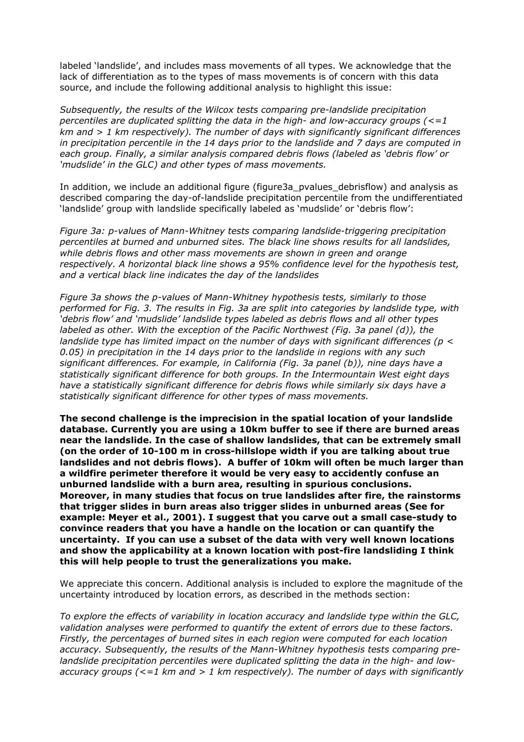labeled 'landslide', and includes mass movements of all types. We acknowledge that the lack of differentiation as to the types of mass movements is of concern with this data source, and include the following additional analysis to highlight this issue:

*Subsequently, the results of the Wilcox tests comparing pre-landslide precipitation percentiles are duplicated splitting the data in the high- and low-accuracy groups (<=1 km and > 1 km respectively). The number of days with significantly significant differences in precipitation percentile in the 14 days prior to the landslide and 7 days are computed in each group. Finally, a similar analysis compared debris flows (labeled as 'debris flow' or 'mudslide' in the GLC) and other types of mass movements.*

In addition, we include an additional figure (figure3a_pvalues_debrisflow) and analysis as described comparing the day-of-landslide precipitation percentile from the undifferentiated 'landslide' group with landslide specifically labeled as 'mudslide' or 'debris flow':

*Figure 3a: p-values of Mann-Whitney tests comparing landslide-triggering precipitation percentiles at burned and unburned sites. The black line shows results for all landslides, while debris flows and other mass movements are shown in green and orange respectively. A horizontal black line shows a 95% confidence level for the hypothesis test, and a vertical black line indicates the day of the landslides*

*Figure 3a shows the p-values of Mann-Whitney hypothesis tests, similarly to those performed for Fig. 3. The results in Fig. 3a are split into categories by landslide type, with 'debris flow' and 'mudslide' landslide types labeled as debris flows and all other types labeled as other. With the exception of the Pacific Northwest (Fig. 3a panel (d)), the landslide type has limited impact on the number of days with significant differences ($p < 0.05$) in precipitation in the 14 days prior to the landslide in regions with any such significant differences. For example, in California (Fig. 3a panel (b)), nine days have a statistically significant difference for both groups. In the Intermountain West eight days have a statistically significant difference for debris flows while similarly six days have a statistically significant difference for other types of mass movements.*

**The second challenge is the imprecision in the spatial location of your landslide database. Currently you are using a 10km buffer to see if there are burned areas near the landslide. In the case of shallow landslides, that can be extremely small (on the order of 10-100 m in cross-hillslope width if you are talking about true landslides and not debris flows). A buffer of 10km will often be much larger than a wildfire perimeter therefore it would be very easy to accidently confuse an unburned landslide with a burn area, resulting in spurious conclusions. Moreover, in many studies that focus on true landslides after fire, the rainstorms that trigger slides in burn areas also trigger slides in unburned areas (See for example: Meyer et al., 2001). I suggest that you carve out a small case-study to convince readers that you have a handle on the location or can quantify the uncertainty. If you can use a subset of the data with very well known locations and show the applicability at a known location with post-fire landsliding I think this will help people to trust the generalizations you make.**

We appreciate this concern. Additional analysis is included to explore the magnitude of the uncertainty introduced by location errors, as described in the methods section:

*To explore the effects of variability in location accuracy and landslide type within the GLC, validation analyses were performed to quantify the extent of errors due to these factors. Firstly, the percentages of burned sites in each region were computed for each location accuracy. Subsequently, the results of the Mann-Whitney hypothesis tests comparing pre-landslide precipitation percentiles were duplicated splitting the data in the high- and low-accuracy groups (<=1 km and > 1 km respectively). The number of days with significantly*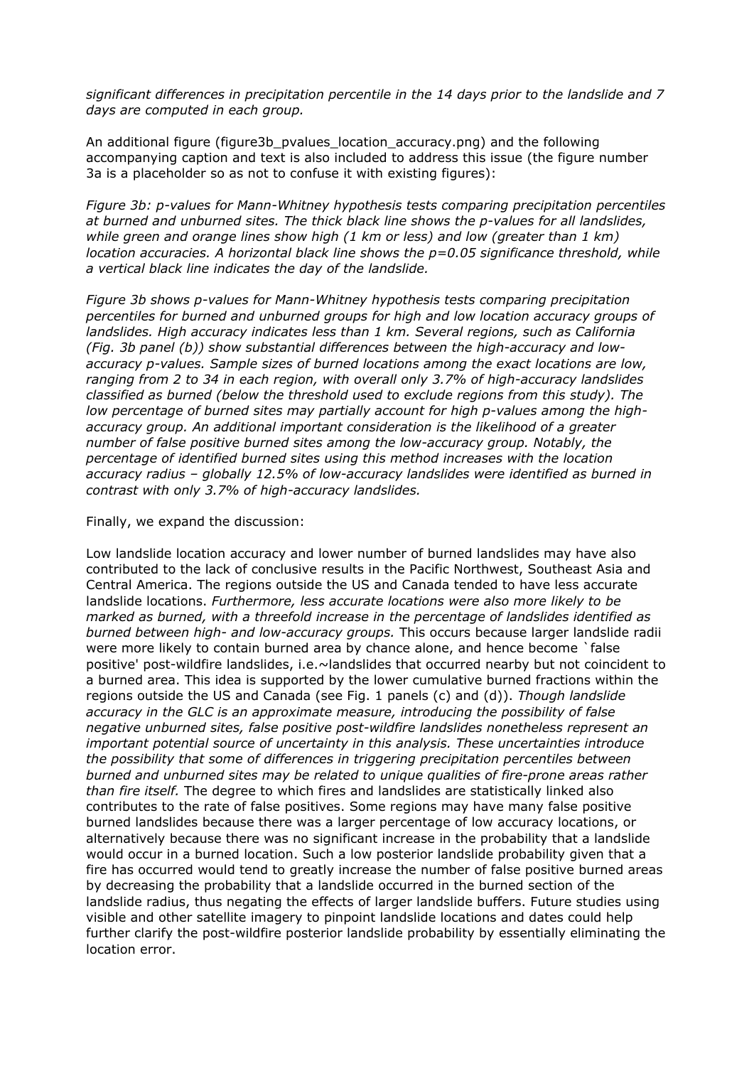*significant differences in precipitation percentile in the 14 days prior to the landslide and 7 days are computed in each group.*

An additional figure (figure3b_pvalues_location_accuracy.png) and the following accompanying caption and text is also included to address this issue (the figure number 3a is a placeholder so as not to confuse it with existing figures):

*Figure 3b: p-values for Mann-Whitney hypothesis tests comparing precipitation percentiles at burned and unburned sites. The thick black line shows the p-values for all landslides, while green and orange lines show high (1 km or less) and low (greater than 1 km) location accuracies. A horizontal black line shows the p=0.05 significance threshold, while a vertical black line indicates the day of the landslide.*

*Figure 3b shows p-values for Mann-Whitney hypothesis tests comparing precipitation percentiles for burned and unburned groups for high and low location accuracy groups of landslides. High accuracy indicates less than 1 km. Several regions, such as California (Fig. 3b panel (b)) show substantial differences between the high-accuracy and low-accuracy p-values. Sample sizes of burned locations among the exact locations are low, ranging from 2 to 34 in each region, with overall only 3.7% of high-accuracy landslides classified as burned (below the threshold used to exclude regions from this study). The low percentage of burned sites may partially account for high p-values among the high-accuracy group. An additional important consideration is the likelihood of a greater number of false positive burned sites among the low-accuracy group. Notably, the percentage of identified burned sites using this method increases with the location accuracy radius – globally 12.5% of low-accuracy landslides were identified as burned in contrast with only 3.7% of high-accuracy landslides.*

Finally, we expand the discussion:

Low landslide location accuracy and lower number of burned landslides may have also contributed to the lack of conclusive results in the Pacific Northwest, Southeast Asia and Central America. The regions outside the US and Canada tended to have less accurate landslide locations. *Furthermore, less accurate locations were also more likely to be marked as burned, with a threefold increase in the percentage of landslides identified as burned between high- and low-accuracy groups.* This occurs because larger landslide radii were more likely to contain burned area by chance alone, and hence become `false positive' post-wildfire landslides, i.e.~landslides that occurred nearby but not coincident to a burned area. This idea is supported by the lower cumulative burned fractions within the regions outside the US and Canada (see Fig. 1 panels (c) and (d)). *Though landslide accuracy in the GLC is an approximate measure, introducing the possibility of false negative unburned sites, false positive post-wildfire landslides nonetheless represent an important potential source of uncertainty in this analysis. These uncertainties introduce the possibility that some of differences in triggering precipitation percentiles between burned and unburned sites may be related to unique qualities of fire-prone areas rather than fire itself.* The degree to which fires and landslides are statistically linked also contributes to the rate of false positives. Some regions may have many false positive burned landslides because there was a larger percentage of low accuracy locations, or alternatively because there was no significant increase in the probability that a landslide would occur in a burned location. Such a low posterior landslide probability given that a fire has occurred would tend to greatly increase the number of false positive burned areas by decreasing the probability that a landslide occurred in the burned section of the landslide radius, thus negating the effects of larger landslide buffers. Future studies using visible and other satellite imagery to pinpoint landslide locations and dates could help further clarify the post-wildfire posterior landslide probability by essentially eliminating the location error.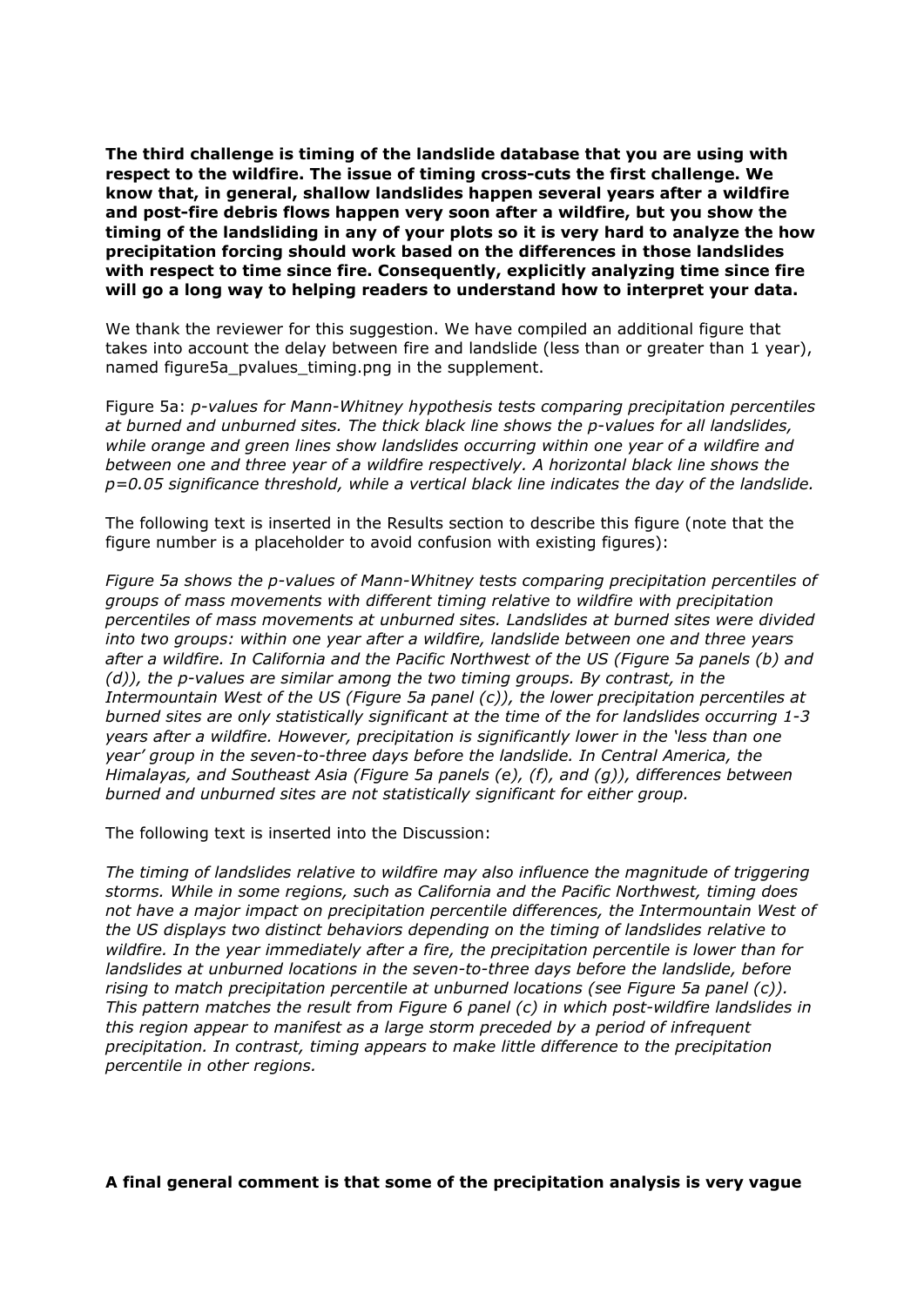**The third challenge is timing of the landslide database that you are using with respect to the wildfire. The issue of timing cross-cuts the first challenge. We know that, in general, shallow landslides happen several years after a wildfire and post-fire debris flows happen very soon after a wildfire, but you show the timing of the landsliding in any of your plots so it is very hard to analyze the how precipitation forcing should work based on the differences in those landslides with respect to time since fire. Consequently, explicitly analyzing time since fire will go a long way to helping readers to understand how to interpret your data.**

We thank the reviewer for this suggestion. We have compiled an additional figure that takes into account the delay between fire and landslide (less than or greater than 1 year), named figure5a_pvalues_timing.png in the supplement.

Figure 5a: *p-values for Mann-Whitney hypothesis tests comparing precipitation percentiles at burned and unburned sites. The thick black line shows the p-values for all landslides, while orange and green lines show landslides occurring within one year of a wildfire and between one and three year of a wildfire respectively. A horizontal black line shows the p=0.05 significance threshold, while a vertical black line indicates the day of the landslide.*

The following text is inserted in the Results section to describe this figure (note that the figure number is a placeholder to avoid confusion with existing figures):

*Figure 5a shows the p-values of Mann-Whitney tests comparing precipitation percentiles of groups of mass movements with different timing relative to wildfire with precipitation percentiles of mass movements at unburned sites. Landslides at burned sites were divided into two groups: within one year after a wildfire, landslide between one and three years after a wildfire. In California and the Pacific Northwest of the US (Figure 5a panels (b) and (d)), the p-values are similar among the two timing groups. By contrast, in the Intermountain West of the US (Figure 5a panel (c)), the lower precipitation percentiles at burned sites are only statistically significant at the time of the for landslides occurring 1-3 years after a wildfire. However, precipitation is significantly lower in the 'less than one year' group in the seven-to-three days before the landslide. In Central America, the Himalayas, and Southeast Asia (Figure 5a panels (e), (f), and (g)), differences between burned and unburned sites are not statistically significant for either group.*

The following text is inserted into the Discussion:

*The timing of landslides relative to wildfire may also influence the magnitude of triggering storms. While in some regions, such as California and the Pacific Northwest, timing does not have a major impact on precipitation percentile differences, the Intermountain West of the US displays two distinct behaviors depending on the timing of landslides relative to wildfire. In the year immediately after a fire, the precipitation percentile is lower than for landslides at unburned locations in the seven-to-three days before the landslide, before rising to match precipitation percentile at unburned locations (see Figure 5a panel (c)). This pattern matches the result from Figure 6 panel (c) in which post-wildfire landslides in this region appear to manifest as a large storm preceded by a period of infrequent precipitation. In contrast, timing appears to make little difference to the precipitation percentile in other regions.*

**A final general comment is that some of the precipitation analysis is very vague**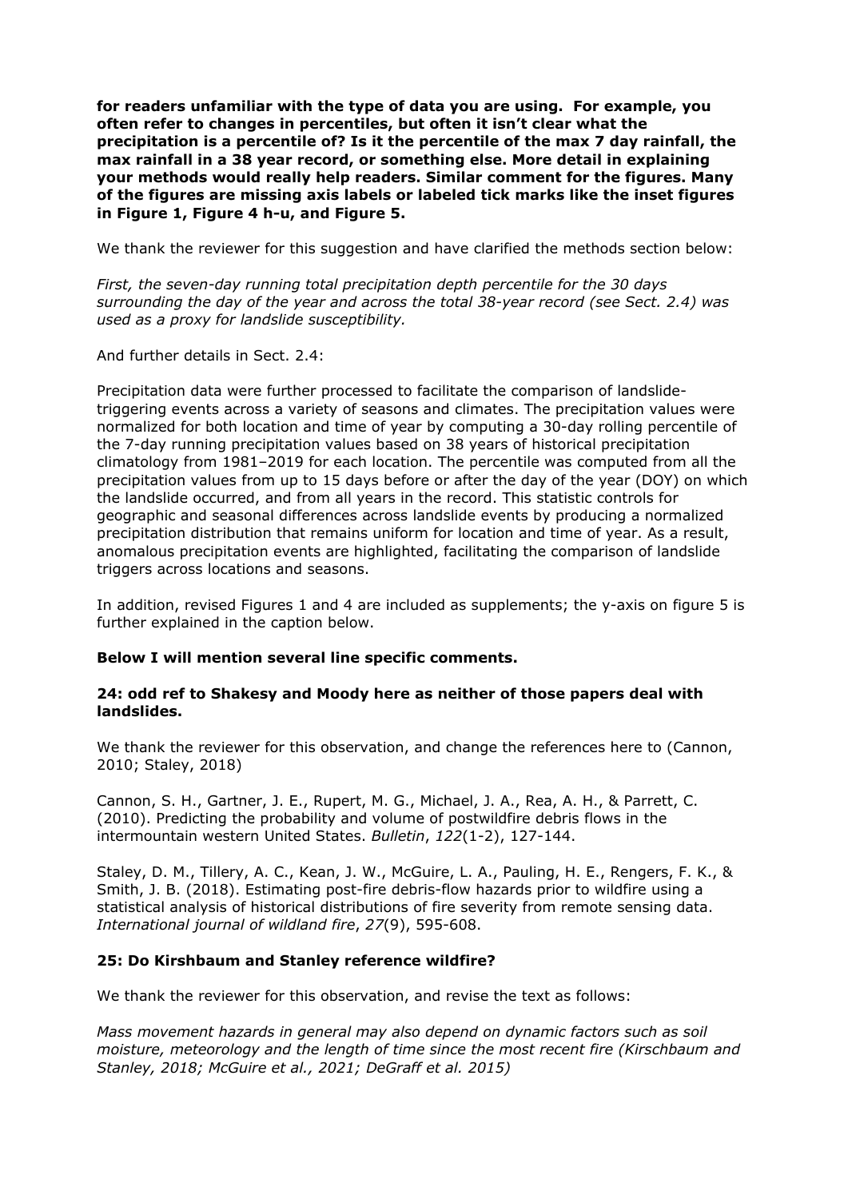**for readers unfamiliar with the type of data you are using. For example, you often refer to changes in percentiles, but often it isn't clear what the precipitation is a percentile of? Is it the percentile of the max 7 day rainfall, the max rainfall in a 38 year record, or something else. More detail in explaining your methods would really help readers. Similar comment for the figures. Many of the figures are missing axis labels or labeled tick marks like the inset figures in Figure 1, Figure 4 h-u, and Figure 5.**

We thank the reviewer for this suggestion and have clarified the methods section below:

*First, the seven-day running total precipitation depth percentile for the 30 days surrounding the day of the year and across the total 38-year record (see Sect. 2.4) was used as a proxy for landslide susceptibility.*

And further details in Sect. 2.4:

Precipitation data were further processed to facilitate the comparison of landslide-triggering events across a variety of seasons and climates. The precipitation values were normalized for both location and time of year by computing a 30-day rolling percentile of the 7-day running precipitation values based on 38 years of historical precipitation climatology from 1981–2019 for each location. The percentile was computed from all the precipitation values from up to 15 days before or after the day of the year (DOY) on which the landslide occurred, and from all years in the record. This statistic controls for geographic and seasonal differences across landslide events by producing a normalized precipitation distribution that remains uniform for location and time of year. As a result, anomalous precipitation events are highlighted, facilitating the comparison of landslide triggers across locations and seasons.

In addition, revised Figures 1 and 4 are included as supplements; the y-axis on figure 5 is further explained in the caption below.

**Below I will mention several line specific comments.**

**24: odd ref to Shakesy and Moody here as neither of those papers deal with landslides.**

We thank the reviewer for this observation, and change the references here to (Cannon, 2010; Staley, 2018)

Cannon, S. H., Gartner, J. E., Rupert, M. G., Michael, J. A., Rea, A. H., & Parrett, C. (2010). Predicting the probability and volume of postwildfire debris flows in the intermountain western United States. *Bulletin*, *122*(1-2), 127-144.

Staley, D. M., Tillery, A. C., Kean, J. W., McGuire, L. A., Pauling, H. E., Rengers, F. K., & Smith, J. B. (2018). Estimating post-fire debris-flow hazards prior to wildfire using a statistical analysis of historical distributions of fire severity from remote sensing data. *International journal of wildland fire*, *27*(9), 595-608.

**25: Do Kirshbaum and Stanley reference wildfire?**

We thank the reviewer for this observation, and revise the text as follows:

*Mass movement hazards in general may also depend on dynamic factors such as soil moisture, meteorology and the length of time since the most recent fire (Kirschbaum and Stanley, 2018; McGuire et al., 2021; DeGraff et al. 2015)*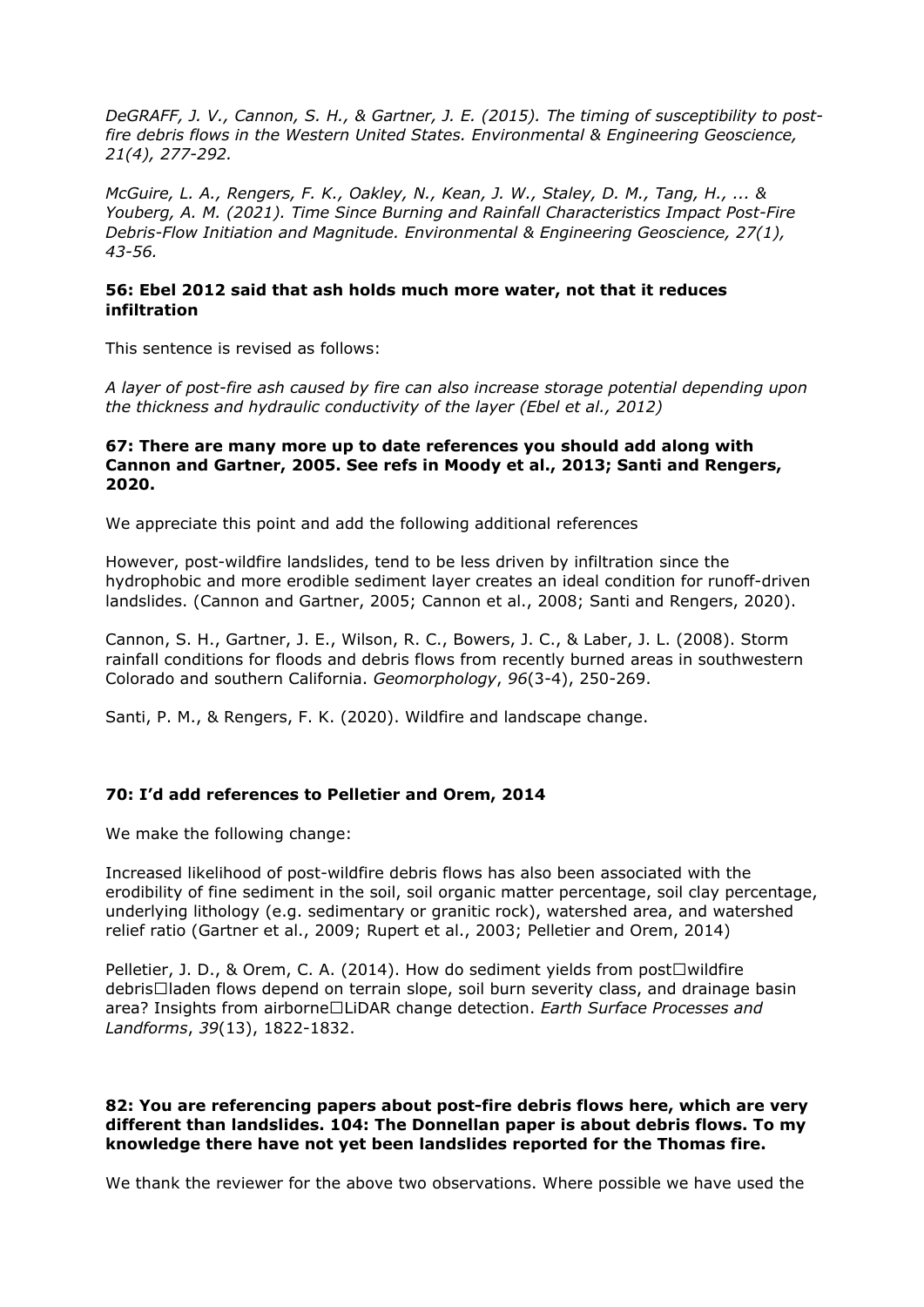*DeGRAFF, J. V., Cannon, S. H., & Gartner, J. E. (2015). The timing of susceptibility to post-fire debris flows in the Western United States. Environmental & Engineering Geoscience, 21(4), 277-292.*

*McGuire, L. A., Rengers, F. K., Oakley, N., Kean, J. W., Staley, D. M., Tang, H., ... & Youberg, A. M. (2021). Time Since Burning and Rainfall Characteristics Impact Post-Fire Debris-Flow Initiation and Magnitude. Environmental & Engineering Geoscience, 27(1), 43-56.*

**56: Ebel 2012 said that ash holds much more water, not that it reduces infiltration**

This sentence is revised as follows:

*A layer of post-fire ash caused by fire can also increase storage potential depending upon the thickness and hydraulic conductivity of the layer (Ebel et al., 2012)*

**67: There are many more up to date references you should add along with Cannon and Gartner, 2005. See refs in Moody et al., 2013; Santi and Rengers, 2020.**

We appreciate this point and add the following additional references

However, post-wildfire landslides, tend to be less driven by infiltration since the hydrophobic and more erodible sediment layer creates an ideal condition for runoff-driven landslides. (Cannon and Gartner, 2005; Cannon et al., 2008; Santi and Rengers, 2020).

Cannon, S. H., Gartner, J. E., Wilson, R. C., Bowers, J. C., & Laber, J. L. (2008). Storm rainfall conditions for floods and debris flows from recently burned areas in southwestern Colorado and southern California. *Geomorphology*, *96*(3-4), 250-269.

Santi, P. M., & Rengers, F. K. (2020). Wildfire and landscape change.

**70: I'd add references to Pelletier and Orem, 2014**

We make the following change:

Increased likelihood of post-wildfire debris flows has also been associated with the erodibility of fine sediment in the soil, soil organic matter percentage, soil clay percentage, underlying lithology (e.g. sedimentary or granitic rock), watershed area, and watershed relief ratio (Gartner et al., 2009; Rupert et al., 2003; Pelletier and Orem, 2014)

Pelletier, J. D., & Orem, C. A. (2014). How do sediment yields from post☐wildfire debris☐laden flows depend on terrain slope, soil burn severity class, and drainage basin area? Insights from airborne☐LiDAR change detection. *Earth Surface Processes and Landforms*, *39*(13), 1822-1832.

**82: You are referencing papers about post-fire debris flows here, which are very different than landslides. 104: The Donnellan paper is about debris flows. To my knowledge there have not yet been landslides reported for the Thomas fire.**

We thank the reviewer for the above two observations. Where possible we have used the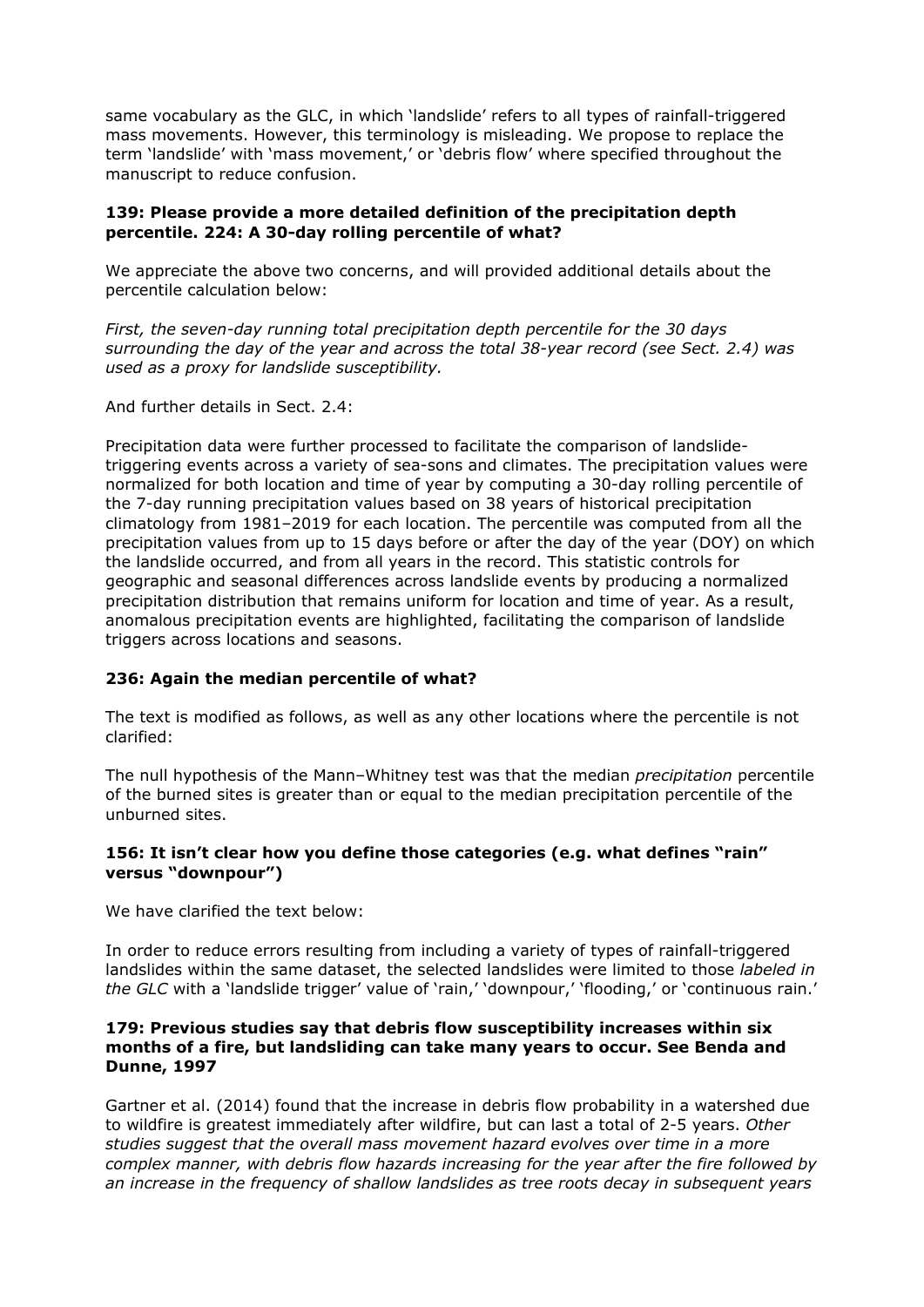same vocabulary as the GLC, in which 'landslide' refers to all types of rainfall-triggered mass movements. However, this terminology is misleading. We propose to replace the term 'landslide' with 'mass movement,' or 'debris flow' where specified throughout the manuscript to reduce confusion.

**139: Please provide a more detailed definition of the precipitation depth percentile. 224: A 30-day rolling percentile of what?**

We appreciate the above two concerns, and will provided additional details about the percentile calculation below:

*First, the seven-day running total precipitation depth percentile for the 30 days surrounding the day of the year and across the total 38-year record (see Sect. 2.4) was used as a proxy for landslide susceptibility.*

And further details in Sect. 2.4:

Precipitation data were further processed to facilitate the comparison of landslide-triggering events across a variety of sea-sons and climates. The precipitation values were normalized for both location and time of year by computing a 30-day rolling percentile of the 7-day running precipitation values based on 38 years of historical precipitation climatology from 1981–2019 for each location. The percentile was computed from all the precipitation values from up to 15 days before or after the day of the year (DOY) on which the landslide occurred, and from all years in the record. This statistic controls for geographic and seasonal differences across landslide events by producing a normalized precipitation distribution that remains uniform for location and time of year. As a result, anomalous precipitation events are highlighted, facilitating the comparison of landslide triggers across locations and seasons.

**236: Again the median percentile of what?**

The text is modified as follows, as well as any other locations where the percentile is not clarified:

The null hypothesis of the Mann–Whitney test was that the median *precipitation* percentile of the burned sites is greater than or equal to the median precipitation percentile of the unburned sites.

**156: It isn't clear how you define those categories (e.g. what defines "rain" versus "downpour")**

We have clarified the text below:

In order to reduce errors resulting from including a variety of types of rainfall-triggered landslides within the same dataset, the selected landslides were limited to those *labeled in the GLC* with a 'landslide trigger' value of 'rain,' 'downpour,' 'flooding,' or 'continuous rain.'

**179: Previous studies say that debris flow susceptibility increases within six months of a fire, but landsliding can take many years to occur. See Benda and Dunne, 1997**

Gartner et al. (2014) found that the increase in debris flow probability in a watershed due to wildfire is greatest immediately after wildfire, but can last a total of 2-5 years. *Other studies suggest that the overall mass movement hazard evolves over time in a more complex manner, with debris flow hazards increasing for the year after the fire followed by an increase in the frequency of shallow landslides as tree roots decay in subsequent years*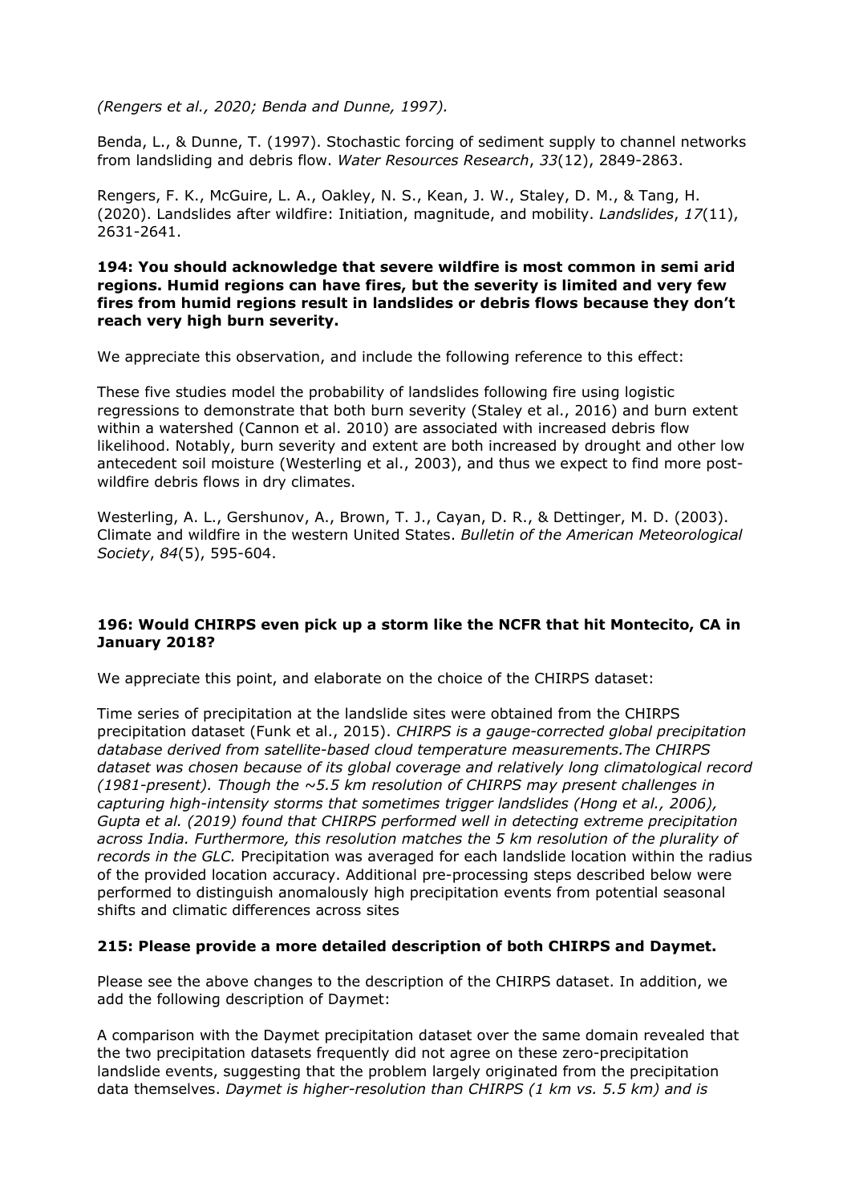*(Rengers et al., 2020; Benda and Dunne, 1997).*

Benda, L., & Dunne, T. (1997). Stochastic forcing of sediment supply to channel networks from landsliding and debris flow. *Water Resources Research*, *33*(12), 2849-2863.

Rengers, F. K., McGuire, L. A., Oakley, N. S., Kean, J. W., Staley, D. M., & Tang, H. (2020). Landslides after wildfire: Initiation, magnitude, and mobility. *Landslides*, *17*(11), 2631-2641.

**194: You should acknowledge that severe wildfire is most common in semi arid regions. Humid regions can have fires, but the severity is limited and very few fires from humid regions result in landslides or debris flows because they don't reach very high burn severity.**

We appreciate this observation, and include the following reference to this effect:

These five studies model the probability of landslides following fire using logistic regressions to demonstrate that both burn severity (Staley et al., 2016) and burn extent within a watershed (Cannon et al. 2010) are associated with increased debris flow likelihood. Notably, burn severity and extent are both increased by drought and other low antecedent soil moisture (Westerling et al., 2003), and thus we expect to find more post-wildfire debris flows in dry climates.

Westerling, A. L., Gershunov, A., Brown, T. J., Cayan, D. R., & Dettinger, M. D. (2003). Climate and wildfire in the western United States. *Bulletin of the American Meteorological Society*, *84*(5), 595-604.

**196: Would CHIRPS even pick up a storm like the NCFR that hit Montecito, CA in January 2018?**

We appreciate this point, and elaborate on the choice of the CHIRPS dataset:

Time series of precipitation at the landslide sites were obtained from the CHIRPS precipitation dataset (Funk et al., 2015). *CHIRPS is a gauge-corrected global precipitation database derived from satellite-based cloud temperature measurements.The CHIRPS dataset was chosen because of its global coverage and relatively long climatological record (1981-present). Though the ~5.5 km resolution of CHIRPS may present challenges in capturing high-intensity storms that sometimes trigger landslides (Hong et al., 2006), Gupta et al. (2019) found that CHIRPS performed well in detecting extreme precipitation across India. Furthermore, this resolution matches the 5 km resolution of the plurality of records in the GLC.* Precipitation was averaged for each landslide location within the radius of the provided location accuracy. Additional pre-processing steps described below were performed to distinguish anomalously high precipitation events from potential seasonal shifts and climatic differences across sites

**215: Please provide a more detailed description of both CHIRPS and Daymet.**

Please see the above changes to the description of the CHIRPS dataset. In addition, we add the following description of Daymet:

A comparison with the Daymet precipitation dataset over the same domain revealed that the two precipitation datasets frequently did not agree on these zero-precipitation landslide events, suggesting that the problem largely originated from the precipitation data themselves. *Daymet is higher-resolution than CHIRPS (1 km vs. 5.5 km) and is*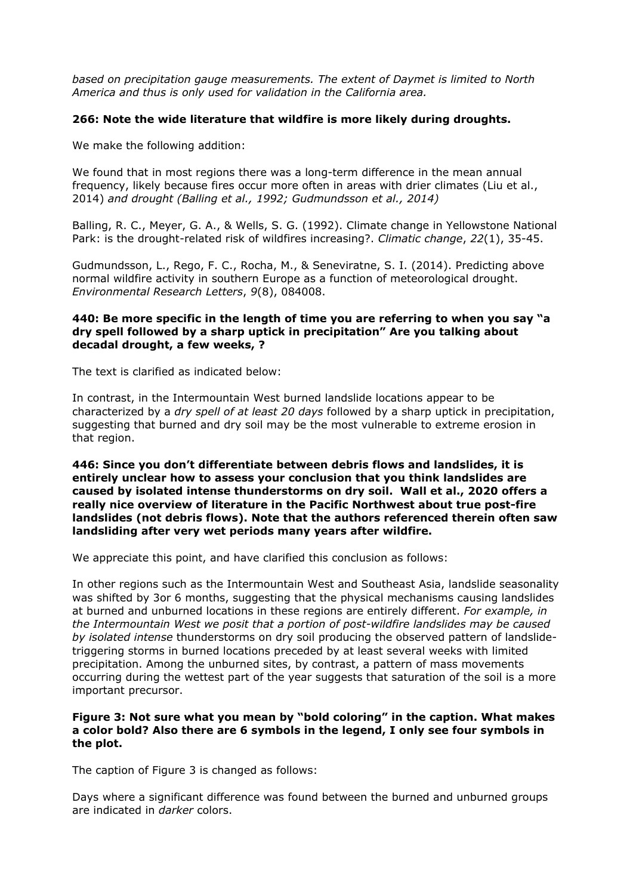*based on precipitation gauge measurements. The extent of Daymet is limited to North America and thus is only used for validation in the California area.*

**266: Note the wide literature that wildfire is more likely during droughts.**

We make the following addition:

We found that in most regions there was a long-term difference in the mean annual frequency, likely because fires occur more often in areas with drier climates (Liu et al., 2014) *and drought (Balling et al., 1992; Gudmundsson et al., 2014)*

Balling, R. C., Meyer, G. A., & Wells, S. G. (1992). Climate change in Yellowstone National Park: is the drought-related risk of wildfires increasing?. *Climatic change*, *22*(1), 35-45.

Gudmundsson, L., Rego, F. C., Rocha, M., & Seneviratne, S. I. (2014). Predicting above normal wildfire activity in southern Europe as a function of meteorological drought. *Environmental Research Letters*, *9*(8), 084008.

**440: Be more specific in the length of time you are referring to when you say "a dry spell followed by a sharp uptick in precipitation" Are you talking about decadal drought, a few weeks, ?**

The text is clarified as indicated below:

In contrast, in the Intermountain West burned landslide locations appear to be characterized by a *dry spell of at least 20 days* followed by a sharp uptick in precipitation, suggesting that burned and dry soil may be the most vulnerable to extreme erosion in that region.

**446: Since you don't differentiate between debris flows and landslides, it is entirely unclear how to assess your conclusion that you think landslides are caused by isolated intense thunderstorms on dry soil. Wall et al., 2020 offers a really nice overview of literature in the Pacific Northwest about true post-fire landslides (not debris flows). Note that the authors referenced therein often saw landsliding after very wet periods many years after wildfire.**

We appreciate this point, and have clarified this conclusion as follows:

In other regions such as the Intermountain West and Southeast Asia, landslide seasonality was shifted by 3or 6 months, suggesting that the physical mechanisms causing landslides at burned and unburned locations in these regions are entirely different. *For example, in the Intermountain West we posit that a portion of post-wildfire landslides may be caused by isolated intense* thunderstorms on dry soil producing the observed pattern of landslide-triggering storms in burned locations preceded by at least several weeks with limited precipitation. Among the unburned sites, by contrast, a pattern of mass movements occurring during the wettest part of the year suggests that saturation of the soil is a more important precursor.

**Figure 3: Not sure what you mean by "bold coloring" in the caption. What makes a color bold? Also there are 6 symbols in the legend, I only see four symbols in the plot.**

The caption of Figure 3 is changed as follows:

Days where a significant difference was found between the burned and unburned groups are indicated in *darker* colors.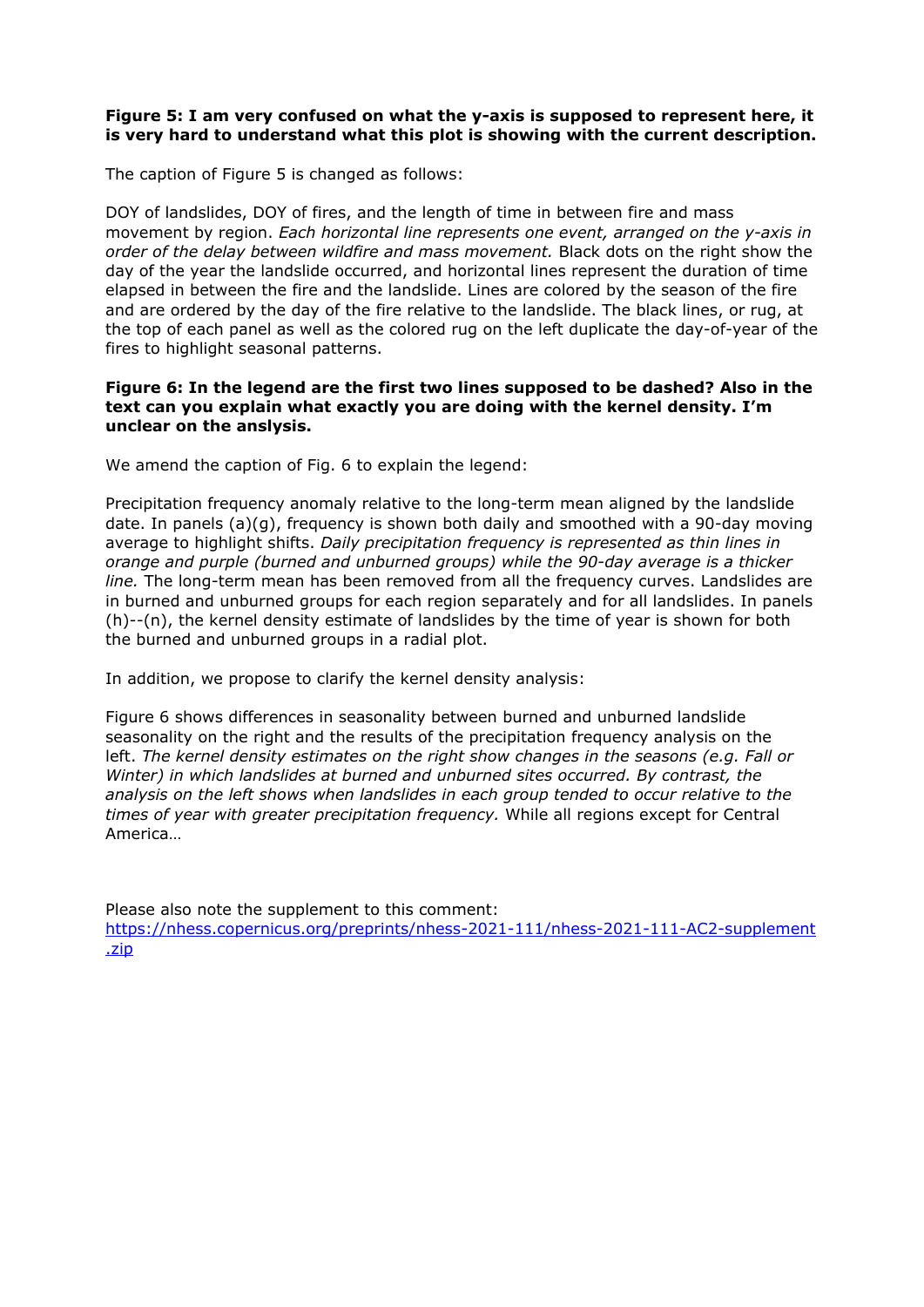**Figure 5: I am very confused on what the y-axis is supposed to represent here, it is very hard to understand what this plot is showing with the current description.**

The caption of Figure 5 is changed as follows:

DOY of landslides, DOY of fires, and the length of time in between fire and mass movement by region. *Each horizontal line represents one event, arranged on the y-axis in order of the delay between wildfire and mass movement.* Black dots on the right show the day of the year the landslide occurred, and horizontal lines represent the duration of time elapsed in between the fire and the landslide. Lines are colored by the season of the fire and are ordered by the day of the fire relative to the landslide. The black lines, or rug, at the top of each panel as well as the colored rug on the left duplicate the day-of-year of the fires to highlight seasonal patterns.

**Figure 6: In the legend are the first two lines supposed to be dashed? Also in the text can you explain what exactly you are doing with the kernel density. I'm unclear on the anslysis.**

We amend the caption of Fig. 6 to explain the legend:

Precipitation frequency anomaly relative to the long-term mean aligned by the landslide date. In panels (a)(g), frequency is shown both daily and smoothed with a 90-day moving average to highlight shifts. *Daily precipitation frequency is represented as thin lines in orange and purple (burned and unburned groups) while the 90-day average is a thicker line.* The long-term mean has been removed from all the frequency curves. Landslides are in burned and unburned groups for each region separately and for all landslides. In panels (h)--(n), the kernel density estimate of landslides by the time of year is shown for both the burned and unburned groups in a radial plot.

In addition, we propose to clarify the kernel density analysis:

Figure 6 shows differences in seasonality between burned and unburned landslide seasonality on the right and the results of the precipitation frequency analysis on the left. *The kernel density estimates on the right show changes in the seasons (e.g. Fall or Winter) in which landslides at burned and unburned sites occurred. By contrast, the analysis on the left shows when landslides in each group tended to occur relative to the times of year with greater precipitation frequency.* While all regions except for Central America…

Please also note the supplement to this comment:
https://nhess.copernicus.org/preprints/nhess-2021-111/nhess-2021-111-AC2-supplement.zip